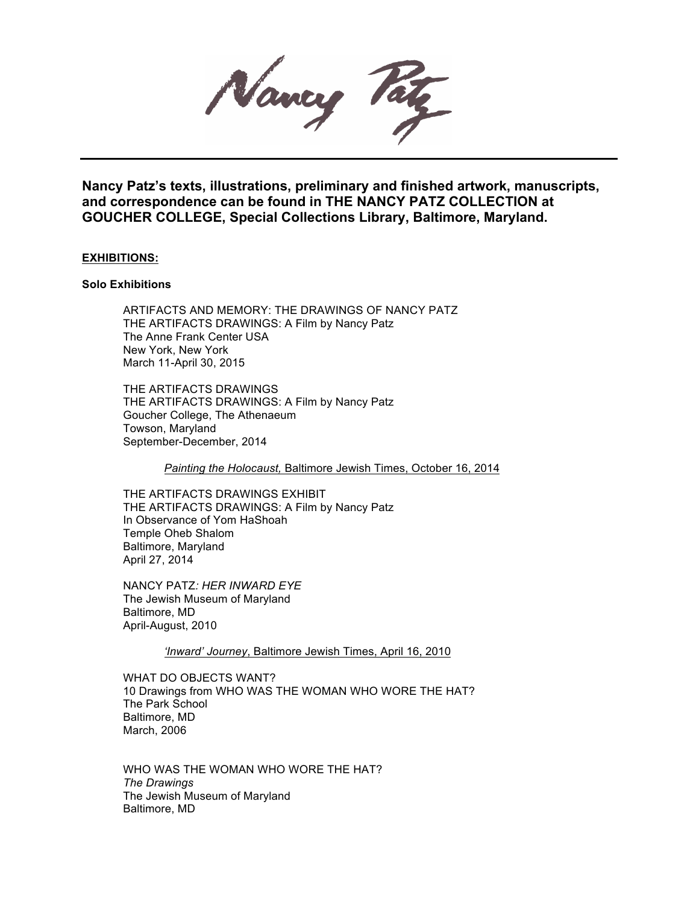Nancy Patz

---

**Nancy Patz's texts, illustrations, preliminary and finished artwork, manuscripts, and correspondence can be found in THE NANCY PATZ COLLECTION at GOUCHER COLLEGE, Special Collections Library, Baltimore, Maryland.**

## EXHIBITIONS:

### Solo Exhibitions

ARTIFACTS AND MEMORY: THE DRAWINGS OF NANCY PATZ
THE ARTIFACTS DRAWINGS: A Film by Nancy Patz
The Anne Frank Center USA
New York, New York
March 11-April 30, 2015

THE ARTIFACTS DRAWINGS
THE ARTIFACTS DRAWINGS: A Film by Nancy Patz
Goucher College, The Athenaeum
Towson, Maryland
September-December, 2014

> *Painting the Holocaust,* Baltimore Jewish Times, October 16, 2014

THE ARTIFACTS DRAWINGS EXHIBIT
THE ARTIFACTS DRAWINGS: A Film by Nancy Patz
In Observance of Yom HaShoah
Temple Oheb Shalom
Baltimore, Maryland
April 27, 2014

NANCY PATZ*: HER INWARD EYE*
The Jewish Museum of Maryland
Baltimore, MD
April-August, 2010

> *'Inward' Journey*, Baltimore Jewish Times, April 16, 2010

WHAT DO OBJECTS WANT?
10 Drawings from WHO WAS THE WOMAN WHO WORE THE HAT?
The Park School
Baltimore, MD
March, 2006

WHO WAS THE WOMAN WHO WORE THE HAT?
*The Drawings*
The Jewish Museum of Maryland
Baltimore, MD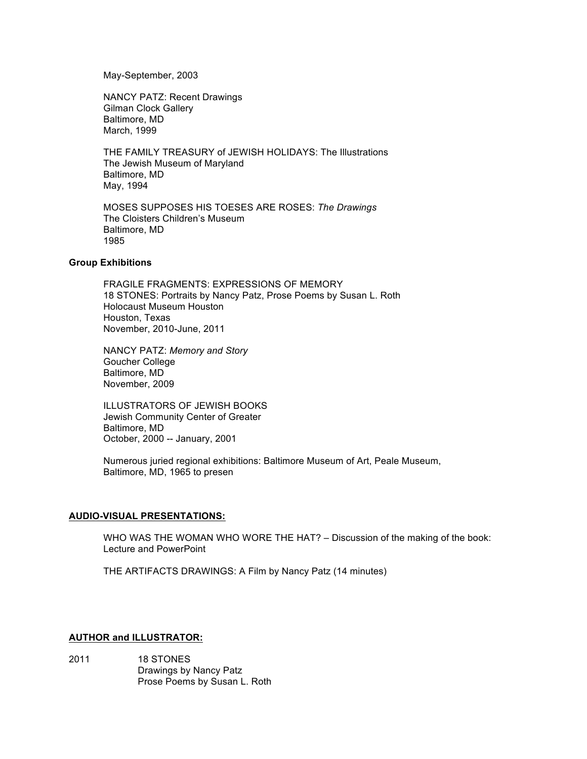May-September, 2003

NANCY PATZ: Recent Drawings
Gilman Clock Gallery
Baltimore, MD
March, 1999

THE FAMILY TREASURY of JEWISH HOLIDAYS: The Illustrations
The Jewish Museum of Maryland
Baltimore, MD
May, 1994

MOSES SUPPOSES HIS TOESES ARE ROSES: *The Drawings*
The Cloisters Children's Museum
Baltimore, MD
1985

**Group Exhibitions**

FRAGILE FRAGMENTS: EXPRESSIONS OF MEMORY
18 STONES: Portraits by Nancy Patz, Prose Poems by Susan L. Roth
Holocaust Museum Houston
Houston, Texas
November, 2010-June, 2011

NANCY PATZ: *Memory and Story*
Goucher College
Baltimore, MD
November, 2009

ILLUSTRATORS OF JEWISH BOOKS
Jewish Community Center of Greater
Baltimore, MD
October, 2000 -- January, 2001

Numerous juried regional exhibitions: Baltimore Museum of Art, Peale Museum,
Baltimore, MD, 1965 to presen

**AUDIO-VISUAL PRESENTATIONS:**

WHO WAS THE WOMAN WHO WORE THE HAT? – Discussion of the making of the book:
Lecture and PowerPoint

THE ARTIFACTS DRAWINGS: A Film by Nancy Patz (14 minutes)

**AUTHOR and ILLUSTRATOR:**

2011 18 STONES
Drawings by Nancy Patz
Prose Poems by Susan L. Roth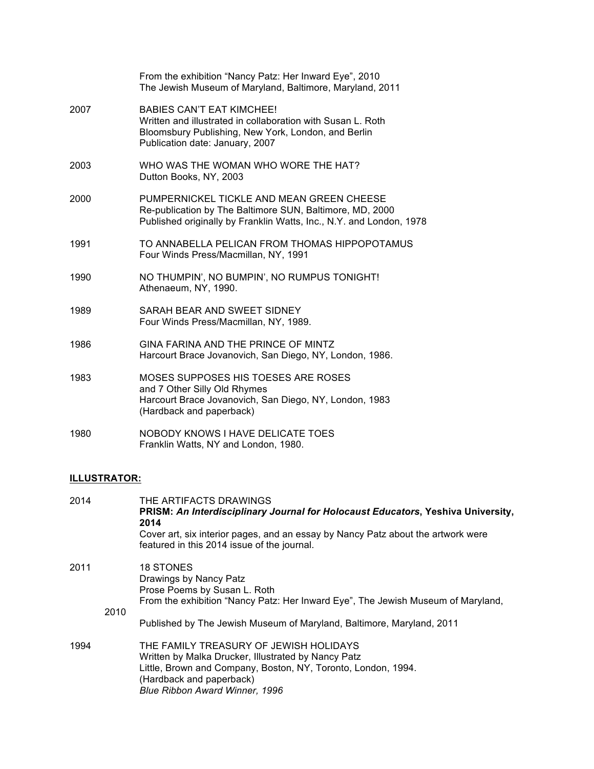From the exhibition "Nancy Patz: Her Inward Eye", 2010
The Jewish Museum of Maryland, Baltimore, Maryland, 2011

2007 BABIES CAN'T EAT KIMCHEE!
Written and illustrated in collaboration with Susan L. Roth
Bloomsbury Publishing, New York, London, and Berlin
Publication date: January, 2007

2003 WHO WAS THE WOMAN WHO WORE THE HAT?
Dutton Books, NY, 2003

2000 PUMPERNICKEL TICKLE AND MEAN GREEN CHEESE
Re-publication by The Baltimore SUN, Baltimore, MD, 2000
Published originally by Franklin Watts, Inc., N.Y. and London, 1978

1991 TO ANNABELLA PELICAN FROM THOMAS HIPPOPOTAMUS
Four Winds Press/Macmillan, NY, 1991

1990 NO THUMPIN', NO BUMPIN', NO RUMPUS TONIGHT!
Athenaeum, NY, 1990.

1989 SARAH BEAR AND SWEET SIDNEY
Four Winds Press/Macmillan, NY, 1989.

1986 GINA FARINA AND THE PRINCE OF MINTZ
Harcourt Brace Jovanovich, San Diego, NY, London, 1986.

1983 MOSES SUPPOSES HIS TOESES ARE ROSES
and 7 Other Silly Old Rhymes
Harcourt Brace Jovanovich, San Diego, NY, London, 1983
(Hardback and paperback)

1980 NOBODY KNOWS I HAVE DELICATE TOES
Franklin Watts, NY and London, 1980.

## ILLUSTRATOR:

2014 THE ARTIFACTS DRAWINGS
**PRISM: *An Interdisciplinary Journal for Holocaust Educators*, Yeshiva University, 2014**
Cover art, six interior pages, and an essay by Nancy Patz about the artwork were featured in this 2014 issue of the journal.

2011 18 STONES
Drawings by Nancy Patz
Prose Poems by Susan L. Roth
From the exhibition "Nancy Patz: Her Inward Eye", The Jewish Museum of Maryland, 2010
Published by The Jewish Museum of Maryland, Baltimore, Maryland, 2011

1994 THE FAMILY TREASURY OF JEWISH HOLIDAYS
Written by Malka Drucker, Illustrated by Nancy Patz
Little, Brown and Company, Boston, NY, Toronto, London, 1994.
(Hardback and paperback)
*Blue Ribbon Award Winner, 1996*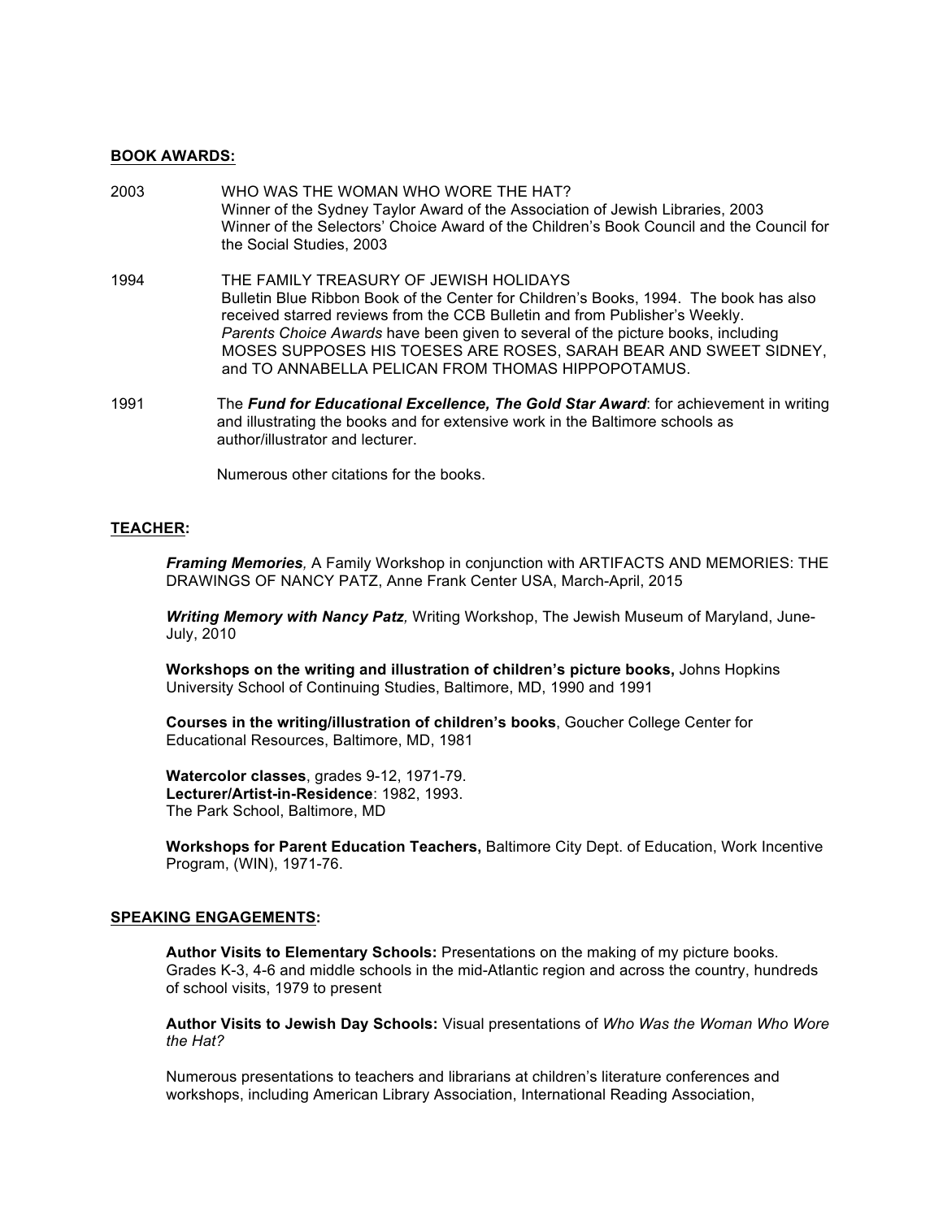**BOOK AWARDS:**

2003 WHO WAS THE WOMAN WHO WORE THE HAT?
Winner of the Sydney Taylor Award of the Association of Jewish Libraries, 2003
Winner of the Selectors' Choice Award of the Children's Book Council and the Council for the Social Studies, 2003

1994 THE FAMILY TREASURY OF JEWISH HOLIDAYS
Bulletin Blue Ribbon Book of the Center for Children's Books, 1994. The book has also received starred reviews from the CCB Bulletin and from Publisher's Weekly.
*Parents Choice Awards* have been given to several of the picture books, including MOSES SUPPOSES HIS TOESES ARE ROSES, SARAH BEAR AND SWEET SIDNEY, and TO ANNABELLA PELICAN FROM THOMAS HIPPOPOTAMUS.

1991 The ***Fund for Educational Excellence, The Gold Star Award***: for achievement in writing and illustrating the books and for extensive work in the Baltimore schools as author/illustrator and lecturer.

Numerous other citations for the books.

**TEACHER:**

***Framing Memories****,* A Family Workshop in conjunction with ARTIFACTS AND MEMORIES: THE DRAWINGS OF NANCY PATZ, Anne Frank Center USA, March-April, 2015

***Writing Memory with Nancy Patz****,* Writing Workshop, The Jewish Museum of Maryland, June-July, 2010

**Workshops on the writing and illustration of children's picture books,** Johns Hopkins University School of Continuing Studies, Baltimore, MD, 1990 and 1991

**Courses in the writing/illustration of children's books**, Goucher College Center for Educational Resources, Baltimore, MD, 1981

**Watercolor classes**, grades 9-12, 1971-79.
**Lecturer/Artist-in-Residence**: 1982, 1993.
The Park School, Baltimore, MD

**Workshops for Parent Education Teachers,** Baltimore City Dept. of Education, Work Incentive Program, (WIN), 1971-76.

**SPEAKING ENGAGEMENTS:**

**Author Visits to Elementary Schools:** Presentations on the making of my picture books. Grades K-3, 4-6 and middle schools in the mid-Atlantic region and across the country, hundreds of school visits, 1979 to present

**Author Visits to Jewish Day Schools:** Visual presentations of *Who Was the Woman Who Wore the Hat?*

Numerous presentations to teachers and librarians at children's literature conferences and workshops, including American Library Association, International Reading Association,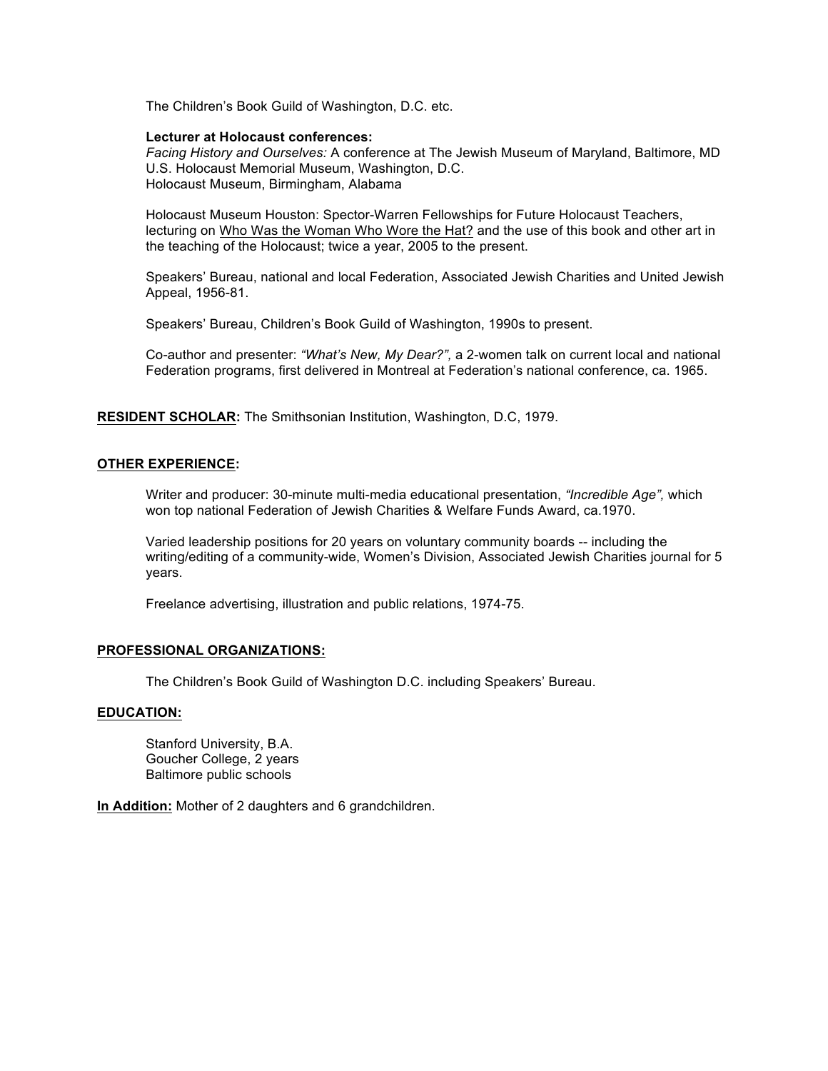The Children's Book Guild of Washington, D.C. etc.

**Lecturer at Holocaust conferences:**
*Facing History and Ourselves:* A conference at The Jewish Museum of Maryland, Baltimore, MD
U.S. Holocaust Memorial Museum, Washington, D.C.
Holocaust Museum, Birmingham, Alabama

Holocaust Museum Houston: Spector-Warren Fellowships for Future Holocaust Teachers, lecturing on Who Was the Woman Who Wore the Hat? and the use of this book and other art in the teaching of the Holocaust; twice a year, 2005 to the present.

Speakers' Bureau, national and local Federation, Associated Jewish Charities and United Jewish Appeal, 1956-81.

Speakers' Bureau, Children's Book Guild of Washington, 1990s to present.

Co-author and presenter: *"What's New, My Dear?",* a 2-women talk on current local and national Federation programs, first delivered in Montreal at Federation's national conference, ca. 1965.

**RESIDENT SCHOLAR:** The Smithsonian Institution, Washington, D.C, 1979.

## OTHER EXPERIENCE:

Writer and producer: 30-minute multi-media educational presentation, *"Incredible Age",* which won top national Federation of Jewish Charities & Welfare Funds Award, ca.1970.

Varied leadership positions for 20 years on voluntary community boards -- including the writing/editing of a community-wide, Women's Division, Associated Jewish Charities journal for 5 years.

Freelance advertising, illustration and public relations, 1974-75.

## PROFESSIONAL ORGANIZATIONS:

The Children's Book Guild of Washington D.C. including Speakers' Bureau.

## EDUCATION:

Stanford University, B.A.
Goucher College, 2 years
Baltimore public schools

**In Addition:** Mother of 2 daughters and 6 grandchildren.